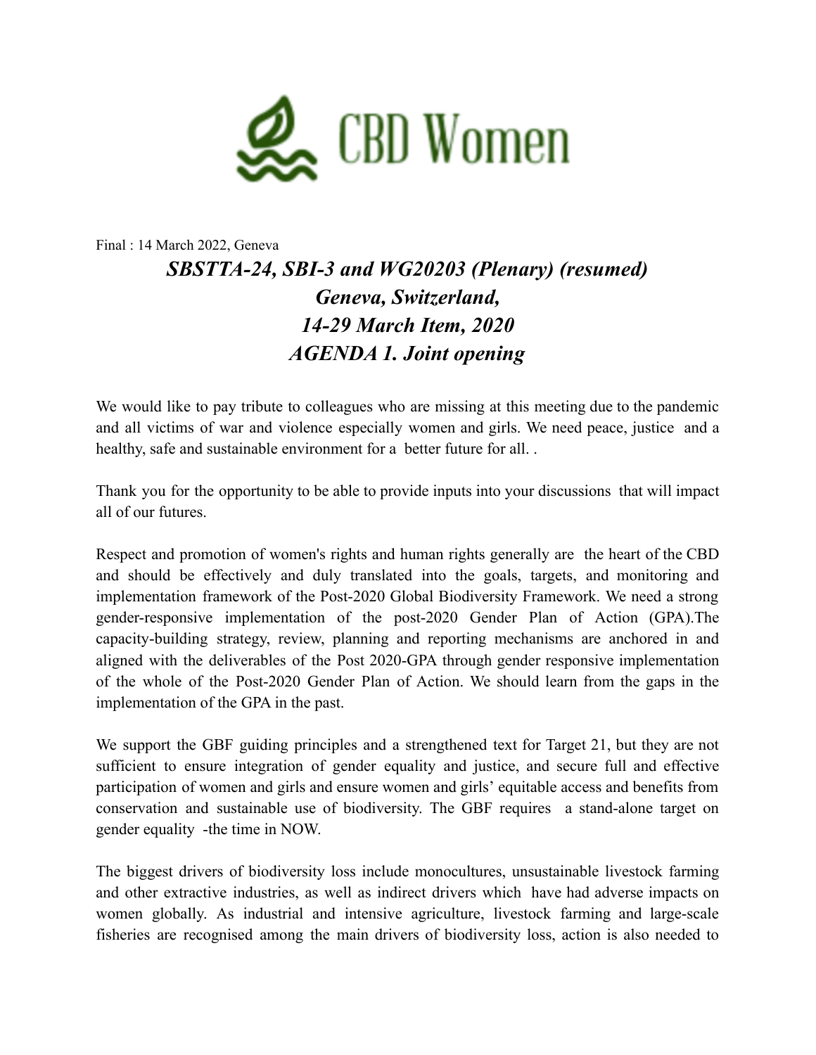CBD Women

Final : 14 March 2022, Geneva

***SBSTTA-24, SBI-3 and WG20203 (Plenary) (resumed)***
***Geneva, Switzerland,***
***14-29 March Item, 2020***
***AGENDA 1. Joint opening***

We would like to pay tribute to colleagues who are missing at this meeting due to the pandemic and all victims of war and violence especially women and girls. We need peace, justice and a healthy, safe and sustainable environment for a better future for all. .

Thank you for the opportunity to be able to provide inputs into your discussions that will impact all of our futures.

Respect and promotion of women's rights and human rights generally are the heart of the CBD and should be effectively and duly translated into the goals, targets, and monitoring and implementation framework of the Post-2020 Global Biodiversity Framework. We need a strong gender-responsive implementation of the post-2020 Gender Plan of Action (GPA).The capacity-building strategy, review, planning and reporting mechanisms are anchored in and aligned with the deliverables of the Post 2020-GPA through gender responsive implementation of the whole of the Post-2020 Gender Plan of Action. We should learn from the gaps in the implementation of the GPA in the past.

We support the GBF guiding principles and a strengthened text for Target 21, but they are not sufficient to ensure integration of gender equality and justice, and secure full and effective participation of women and girls and ensure women and girls' equitable access and benefits from conservation and sustainable use of biodiversity. The GBF requires a stand-alone target on gender equality -the time in NOW.

The biggest drivers of biodiversity loss include monocultures, unsustainable livestock farming and other extractive industries, as well as indirect drivers which have had adverse impacts on women globally. As industrial and intensive agriculture, livestock farming and large-scale fisheries are recognised among the main drivers of biodiversity loss, action is also needed to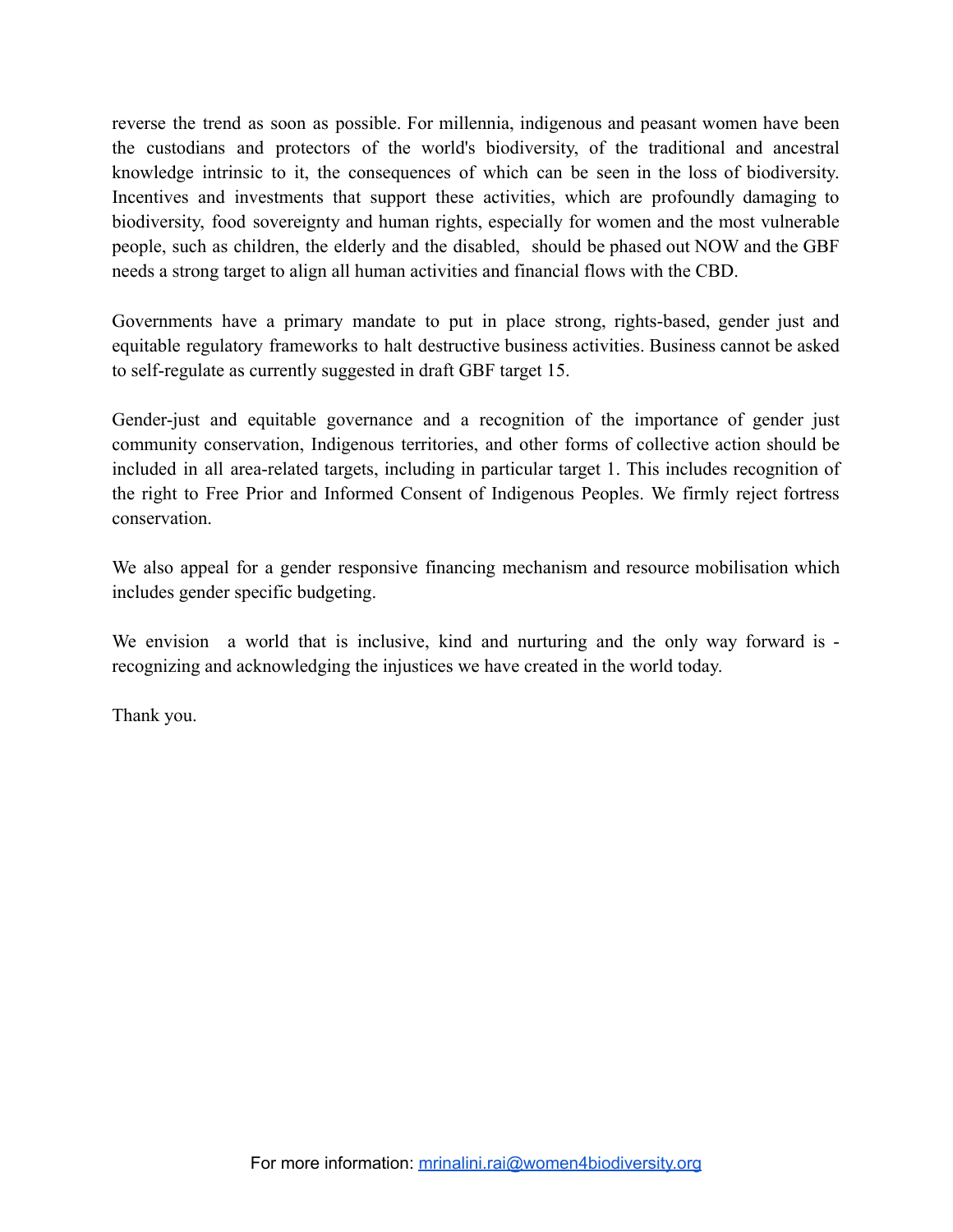reverse the trend as soon as possible. For millennia, indigenous and peasant women have been the custodians and protectors of the world's biodiversity, of the traditional and ancestral knowledge intrinsic to it, the consequences of which can be seen in the loss of biodiversity. Incentives and investments that support these activities, which are profoundly damaging to biodiversity, food sovereignty and human rights, especially for women and the most vulnerable people, such as children, the elderly and the disabled, should be phased out NOW and the GBF needs a strong target to align all human activities and financial flows with the CBD.

Governments have a primary mandate to put in place strong, rights-based, gender just and equitable regulatory frameworks to halt destructive business activities. Business cannot be asked to self-regulate as currently suggested in draft GBF target 15.

Gender-just and equitable governance and a recognition of the importance of gender just community conservation, Indigenous territories, and other forms of collective action should be included in all area-related targets, including in particular target 1. This includes recognition of the right to Free Prior and Informed Consent of Indigenous Peoples. We firmly reject fortress conservation.

We also appeal for a gender responsive financing mechanism and resource mobilisation which includes gender specific budgeting.

We envision a world that is inclusive, kind and nurturing and the only way forward is - recognizing and acknowledging the injustices we have created in the world today.

Thank you.

For more information: mrinalini.rai@women4biodiversity.org